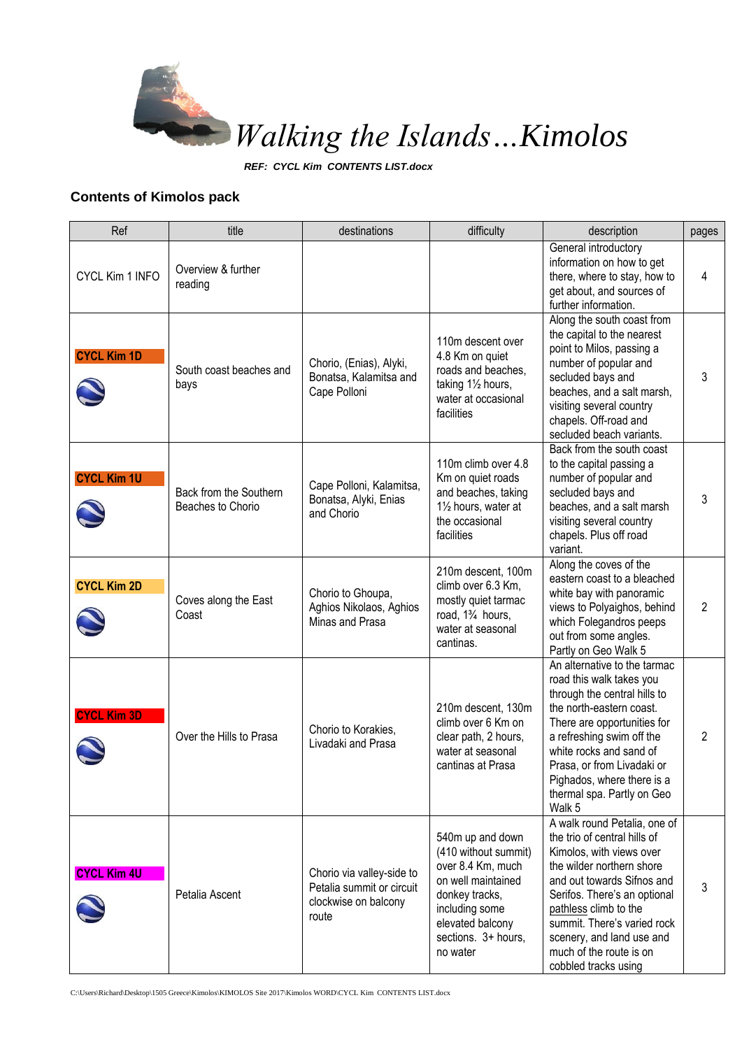# *Walking the Islands…Kimolos*

***REF: CYCL Kim CONTENTS LIST.docx***

## Contents of Kimolos pack

| Ref | title | destinations | difficulty | description | pages |
|---|---|---|---|---|---|
| CYCL Kim 1 INFO | Overview & further reading | | | General introductory information on how to get there, where to stay, how to get about, and sources of further information. | 4 |
| **CYCL Kim 1D** | South coast beaches and bays | Chorio, (Enias), Alyki, Bonatsa, Kalamitsa and Cape Polloni | 110m descent over 4.8 Km on quiet roads and beaches, taking 1½ hours, water at occasional facilities | Along the south coast from the capital to the nearest point to Milos, passing a number of popular and secluded bays and beaches, and a salt marsh, visiting several country chapels. Off-road and secluded beach variants. | 3 |
| **CYCL Kim 1U** | Back from the Southern Beaches to Chorio | Cape Polloni, Kalamitsa, Bonatsa, Alyki, Enias and Chorio | 110m climb over 4.8 Km on quiet roads and beaches, taking 1½ hours, water at the occasional facilities | Back from the south coast to the capital passing a number of popular and secluded bays and beaches, and a salt marsh visiting several country chapels. Plus off road variant. | 3 |
| **CYCL Kim 2D** | Coves along the East Coast | Chorio to Ghoupa, Aghios Nikolaos, Aghios Minas and Prasa | 210m descent, 100m climb over 6.3 Km, mostly quiet tarmac road, 1¾ hours, water at seasonal cantinas. | Along the coves of the eastern coast to a bleached white bay with panoramic views to Polyaighos, behind which Folegandros peeps out from some angles. Partly on Geo Walk 5 | 2 |
| **CYCL Kim 3D** | Over the Hills to Prasa | Chorio to Korakies, Livadaki and Prasa | 210m descent, 130m climb over 6 Km on clear path, 2 hours, water at seasonal cantinas at Prasa | An alternative to the tarmac road this walk takes you through the central hills to the north-eastern coast. There are opportunities for a refreshing swim off the white rocks and sand of Prasa, or from Livadaki or Pighados, where there is a thermal spa. Partly on Geo Walk 5 | 2 |
| **CYCL Kim 4U** | Petalia Ascent | Chorio via valley-side to Petalia summit or circuit clockwise on balcony route | 540m up and down (410 without summit) over 8.4 Km, much on well maintained donkey tracks, including some elevated balcony sections. 3+ hours, no water | A walk round Petalia, one of the trio of central hills of Kimolos, with views over the wilder northern shore and out towards Sifnos and Serifos. There's an optional pathless climb to the summit. There's varied rock scenery, and land use and much of the route is on cobbled tracks using | 3 |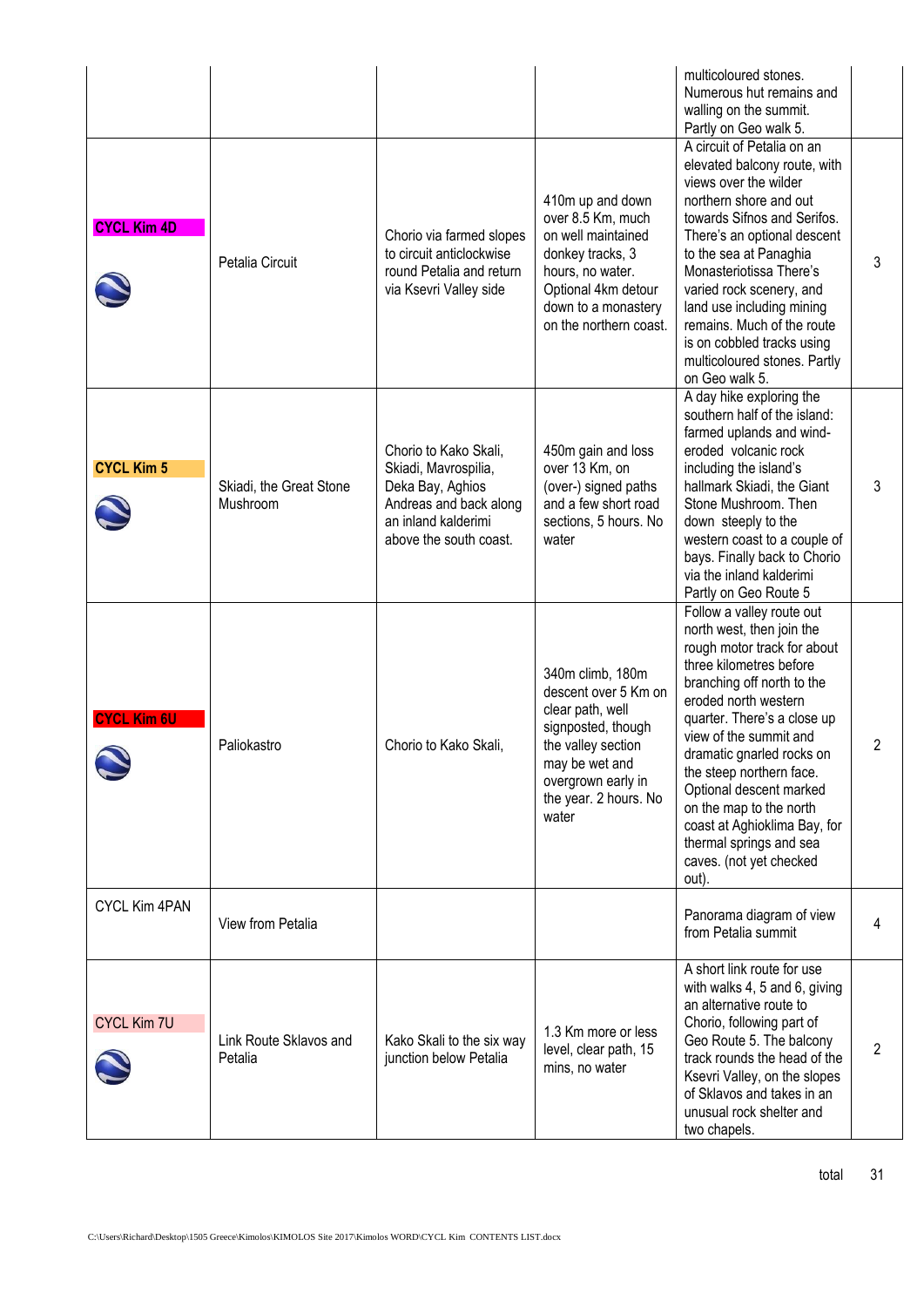|  |  |  |  |  |  |
|---|---|---|---|---|---|
|  |  |  |  | multicoloured stones. Numerous hut remains and walling on the summit. Partly on Geo walk 5. |  |
| CYCL Kim 4D | Petalia Circuit | Chorio via farmed slopes to circuit anticlockwise round Petalia and return via Ksevri Valley side | 410m up and down over 8.5 Km, much on well maintained donkey tracks, 3 hours, no water. Optional 4km detour down to a monastery on the northern coast. | A circuit of Petalia on an elevated balcony route, with views over the wilder northern shore and out towards Sifnos and Serifos. There's an optional descent to the sea at Panaghia Monasteriotissa There's varied rock scenery, and land use including mining remains. Much of the route is on cobbled tracks using multicoloured stones. Partly on Geo walk 5. | 3 |
| CYCL Kim 5 | Skiadi, the Great Stone Mushroom | Chorio to Kako Skali, Skiadi, Mavrospilia, Deka Bay, Aghios Andreas and back along an inland kalderimi above the south coast. | 450m gain and loss over 13 Km, on (over-) signed paths and a few short road sections, 5 hours. No water | A day hike exploring the southern half of the island: farmed uplands and wind-eroded volcanic rock including the island's hallmark Skiadi, the Giant Stone Mushroom. Then down steeply to the western coast to a couple of bays. Finally back to Chorio via the inland kalderimi Partly on Geo Route 5 | 3 |
| CYCL Kim 6U | Paliokastro | Chorio to Kako Skali, | 340m climb, 180m descent over 5 Km on clear path, well signposted, though the valley section may be wet and overgrown early in the year. 2 hours. No water | Follow a valley route out north west, then join the rough motor track for about three kilometres before branching off north to the eroded north western quarter. There's a close up view of the summit and dramatic gnarled rocks on the steep northern face. Optional descent marked on the map to the north coast at Aghioklima Bay, for thermal springs and sea caves. (not yet checked out). | 2 |
| CYCL Kim 4PAN | View from Petalia |  |  | Panorama diagram of view from Petalia summit | 4 |
| CYCL Kim 7U | Link Route Sklavos and Petalia | Kako Skali to the six way junction below Petalia | 1.3 Km more or less level, clear path, 15 mins, no water | A short link route for use with walks 4, 5 and 6, giving an alternative route to Chorio, following part of Geo Route 5. The balcony track rounds the head of the Ksevri Valley, on the slopes of Sklavos and takes in an unusual rock shelter and two chapels. | 2 |
|  |  |  |  | total | 31 |

C:\Users\Richard\Desktop\1505 Greece\Kimolos\KIMOLOS Site 2017\Kimolos WORD\CYCL Kim CONTENTS LIST.docx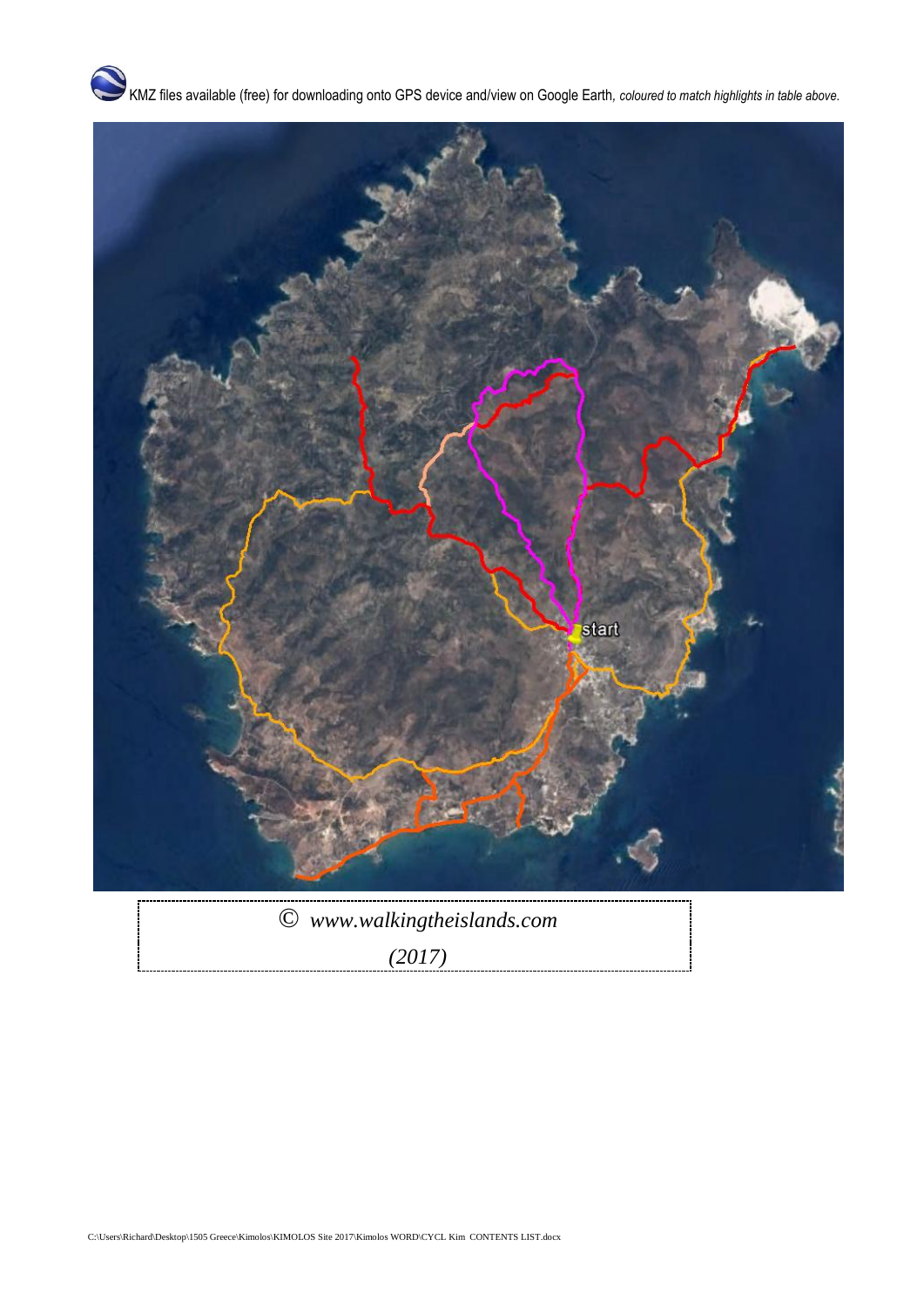KMZ files available (free) for downloading onto GPS device and/view on Google Earth, *coloured to match highlights in table above.*

start

© *www.walkingtheislands.com*

*(2017)*

C:\Users\Richard\Desktop\1505 Greece\Kimolos\KIMOLOS Site 2017\Kimolos WORD\CYCL Kim CONTENTS LIST.docx